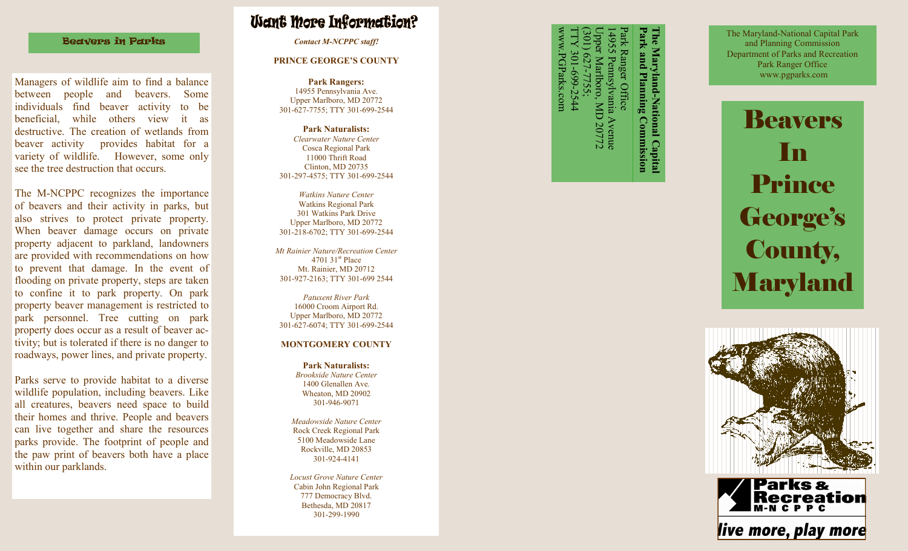## Beavers in Parks

Managers of wildlife aim to find a balance between people and beavers. Some individuals find beaver activity to be beneficial, while others view it as destructive. The creation of wetlands from beaver activity provides habitat for a variety of wildlife. However, some only see the tree destruction that occurs.

The M-NCPPC recognizes the importance of beavers and their activity in parks, but also strives to protect private property. When beaver damage occurs on private property adjacent to parkland, landowners are provided with recommendations on how to prevent that damage. In the event of flooding on private property, steps are taken to confine it to park property. On park property beaver management is restricted to park personnel. Tree cutting on park property does occur as a result of beaver activity; but is tolerated if there is no danger to roadways, power lines, and private property.

Parks serve to provide habitat to a diverse wildlife population, including beavers. Like all creatures, beavers need space to build their homes and thrive. People and beavers can live together and share the resources parks provide. The footprint of people and the paw print of beavers both have a place within our parklands.

## Want More Information?

*Contact M-NCPPC staff!*

**PRINCE GEORGE'S COUNTY**

**Park Rangers:**
14955 Pennsylvania Ave.
Upper Marlboro, MD 20772
301-627-7755; TTY 301-699-2544

**Park Naturalists:**
*Clearwater Nature Center*
Cosca Regional Park
11000 Thrift Road
Clinton, MD 20735
301-297-4575; TTY 301-699-2544

*Watkins Nature Center*
Watkins Regional Park
301 Watkins Park Drive
Upper Marlboro, MD 20772
301-218-6702; TTY 301-699-2544

*Mt Rainier Nature/Recreation Center*
4701 31st Place
Mt. Rainier, MD 20712
301-927-2163; TTY 301-699 2544

*Patuxent River Park*
16000 Croom Airport Rd.
Upper Marlboro, MD 20772
301-627-6074; TTY 301-699-2544

**MONTGOMERY COUNTY**

**Park Naturalists:**
*Brookside Nature Center*
1400 Glenallen Ave.
Wheaton, MD 20902
301-946-9071

*Meadowside Nature Center*
Rock Creek Regional Park
5100 Meadowside Lane
Rockville, MD 20853
301-924-4141

*Locust Grove Nature Center*
Cabin John Regional Park
777 Democracy Blvd.
Bethesda, MD 20817
301-299-1990

**The Maryland-National Capital Park and Planning Commission**
Park Ranger Office
14955 Pennsylvania Avenue
Upper Marlboro, MD 20772
(301) 627-7755;
TTY 301-699-2544
www.PGParks.com

The Maryland-National Capital Park and Planning Commission
Department of Parks and Recreation
Park Ranger Office
www.pgparks.com

# Beavers In Prince George's County, Maryland

Parks & Recreation M-N C P P C

*live more, play more*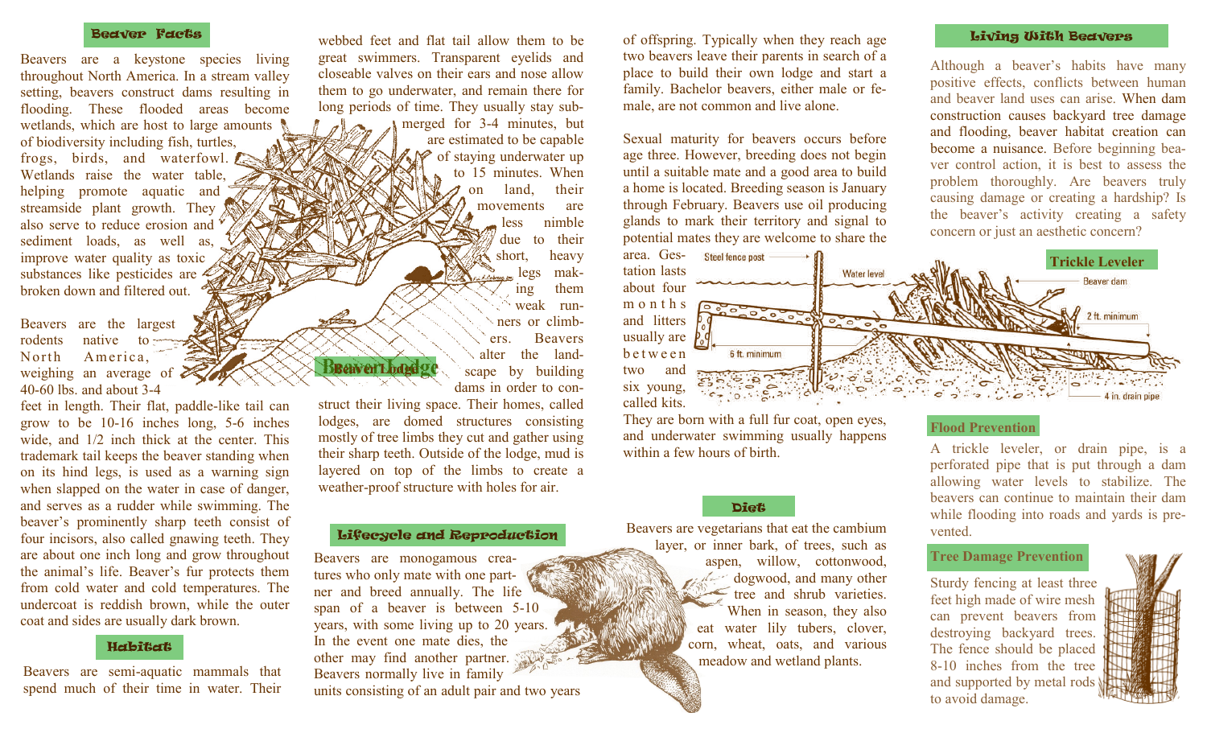## Beaver Facts

Beavers are a keystone species living throughout North America. In a stream valley setting, beavers construct dams resulting in flooding. These flooded areas become wetlands, which are host to large amounts of biodiversity including fish, turtles, frogs, birds, and waterfowl. Wetlands raise the water table, helping promote aquatic and streamside plant growth. They also serve to reduce erosion and sediment loads, as well as, improve water quality as toxic substances like pesticides are broken down and filtered out.

Beavers are the largest rodents native to North America, weighing an average of 40-60 lbs. and about 3-4 feet in length. Their flat, paddle-like tail can grow to be 10-16 inches long, 5-6 inches wide, and 1/2 inch thick at the center. This trademark tail keeps the beaver standing when on its hind legs, is used as a warning sign when slapped on the water in case of danger, and serves as a rudder while swimming. The beaver's prominently sharp teeth consist of four incisors, also called gnawing teeth. They are about one inch long and grow throughout the animal's life. Beaver's fur protects them from cold water and cold temperatures. The undercoat is reddish brown, while the outer coat and sides are usually dark brown.

## Habitat

Beavers are semi-aquatic mammals that spend much of their time in water. Their webbed feet and flat tail allow them to be great swimmers. Transparent eyelids and closeable valves on their ears and nose allow them to go underwater, and remain there for long periods of time. They usually stay submerged for 3-4 minutes, but are estimated to be capable of staying underwater up to 15 minutes. When on land, their movements are less nimble due to their short, heavy legs making them weak runners or climbers. Beavers alter the landscape by building dams in order to construct their living space. Their homes, called lodges, are domed structures consisting mostly of tree limbs they cut and gather using their sharp teeth. Outside of the lodge, mud is layered on top of the limbs to create a weather-proof structure with holes for air.

Beaver Lodge

## Lifecycle and Reproduction

Beavers are monogamous creatures who only mate with one partner and breed annually. The life span of a beaver is between 5-10 years, with some living up to 20 years. In the event one mate dies, the other may find another partner. Beavers normally live in family units consisting of an adult pair and two years of offspring. Typically when they reach age two beavers leave their parents in search of a place to build their own lodge and start a family. Bachelor beavers, either male or female, are not common and live alone.

Sexual maturity for beavers occurs before age three. However, breeding does not begin until a suitable mate and a good area to build a home is located. Breeding season is January through February. Beavers use oil producing glands to mark their territory and signal to potential mates they are welcome to share the area. Gestation lasts about four months and litters usually are between two and six young, called kits. They are born with a full fur coat, open eyes, and underwater swimming usually happens within a few hours of birth.

## Diet

Beavers are vegetarians that eat the cambium layer, or inner bark, of trees, such as aspen, willow, cottonwood, dogwood, and many other tree and shrub varieties. When in season, they also eat water lily tubers, clover, corn, wheat, oats, and various meadow and wetland plants.

## Living With Beavers

Although a beaver's habits have many positive effects, conflicts between human and beaver land uses can arise. When dam construction causes backyard tree damage and flooding, beaver habitat creation can become a nuisance. Before beginning beaver control action, it is best to assess the problem thoroughly. Are beavers truly causing damage or creating a hardship? Is the beaver's activity creating a safety concern or just an aesthetic concern?

### Trickle Leveler

Steel fence post
Water level
Beaver dam
2 ft. minimum
6 ft. minimum
4 in. drain pipe

### Flood Prevention

A trickle leveler, or drain pipe, is a perforated pipe that is put through a dam allowing water levels to stabilize. The beavers can continue to maintain their dam while flooding into roads and yards is prevented.

### Tree Damage Prevention

Sturdy fencing at least three feet high made of wire mesh can prevent beavers from destroying backyard trees. The fence should be placed 8-10 inches from the tree and supported by metal rods to avoid damage.